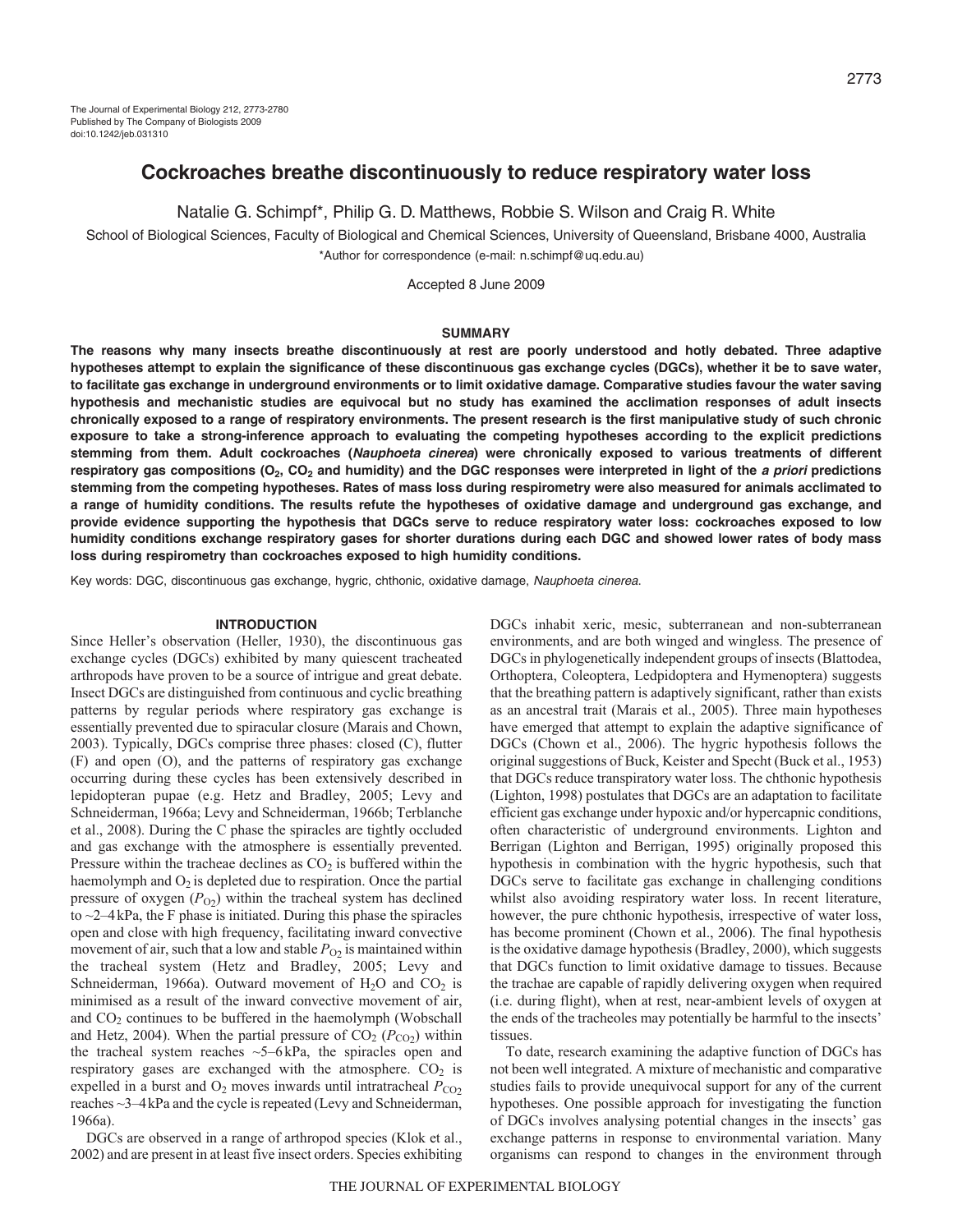# Cockroaches breathe discontinuously to reduce respiratory water loss

Natalie G. Schimpf*, Philip G. D. Matthews, Robbie S. Wilson and Craig R. White

School of Biological Sciences, Faculty of Biological and Chemical Sciences, University of Queensland, Brisbane 4000, Australia

*Author for correspondence (e-mail: n.schimpf@uq.edu.au)

Accepted 8 June 2009

## SUMMARY

**The reasons why many insects breathe discontinuously at rest are poorly understood and hotly debated. Three adaptive hypotheses attempt to explain the significance of these discontinuous gas exchange cycles (DGCs), whether it be to save water, to facilitate gas exchange in underground environments or to limit oxidative damage. Comparative studies favour the water saving hypothesis and mechanistic studies are equivocal but no study has examined the acclimation responses of adult insects chronically exposed to a range of respiratory environments. The present research is the first manipulative study of such chronic exposure to take a strong-inference approach to evaluating the competing hypotheses according to the explicit predictions stemming from them. Adult cockroaches (*Nauphoeta cinerea*) were chronically exposed to various treatments of different respiratory gas compositions ($O_2$, $CO_2$ and humidity) and the DGC responses were interpreted in light of the *a priori* predictions stemming from the competing hypotheses. Rates of mass loss during respirometry were also measured for animals acclimated to a range of humidity conditions. The results refute the hypotheses of oxidative damage and underground gas exchange, and provide evidence supporting the hypothesis that DGCs serve to reduce respiratory water loss: cockroaches exposed to low humidity conditions exchange respiratory gases for shorter durations during each DGC and showed lower rates of body mass loss during respirometry than cockroaches exposed to high humidity conditions.**

Key words: DGC, discontinuous gas exchange, hygric, chthonic, oxidative damage, *Nauphoeta cinerea*.

## INTRODUCTION

Since Heller's observation (Heller, 1930), the discontinuous gas exchange cycles (DGCs) exhibited by many quiescent tracheated arthropods have proven to be a source of intrigue and great debate. Insect DGCs are distinguished from continuous and cyclic breathing patterns by regular periods where respiratory gas exchange is essentially prevented due to spiracular closure (Marais and Chown, 2003). Typically, DGCs comprise three phases: closed (C), flutter (F) and open (O), and the patterns of respiratory gas exchange occurring during these cycles has been extensively described in lepidopteran pupae (e.g. Hetz and Bradley, 2005; Levy and Schneiderman, 1966a; Levy and Schneiderman, 1966b; Terblanche et al., 2008). During the C phase the spiracles are tightly occluded and gas exchange with the atmosphere is essentially prevented. Pressure within the tracheae declines as $CO_2$ is buffered within the haemolymph and $O_2$ is depleted due to respiration. Once the partial pressure of oxygen ($P_{O_2}$) within the tracheal system has declined to ~2–4 kPa, the F phase is initiated. During this phase the spiracles open and close with high frequency, facilitating inward convective movement of air, such that a low and stable $P_{O_2}$ is maintained within the tracheal system (Hetz and Bradley, 2005; Levy and Schneiderman, 1966a). Outward movement of $H_2O$ and $CO_2$ is minimised as a result of the inward convective movement of air, and $CO_2$ continues to be buffered in the haemolymph (Wobschall and Hetz, 2004). When the partial pressure of $CO_2$ ($P_{CO_2}$) within the tracheal system reaches ~5–6 kPa, the spiracles open and respiratory gases are exchanged with the atmosphere. $CO_2$ is expelled in a burst and $O_2$ moves inwards until intratracheal $P_{CO_2}$ reaches ~3–4 kPa and the cycle is repeated (Levy and Schneiderman, 1966a).

DGCs are observed in a range of arthropod species (Klok et al., 2002) and are present in at least five insect orders. Species exhibiting DGCs inhabit xeric, mesic, subterranean and non-subterranean environments, and are both winged and wingless. The presence of DGCs in phylogenetically independent groups of insects (Blattodea, Orthoptera, Coleoptera, Ledpidoptera and Hymenoptera) suggests that the breathing pattern is adaptively significant, rather than exists as an ancestral trait (Marais et al., 2005). Three main hypotheses have emerged that attempt to explain the adaptive significance of DGCs (Chown et al., 2006). The hygric hypothesis follows the original suggestions of Buck, Keister and Specht (Buck et al., 1953) that DGCs reduce transpiratory water loss. The chthonic hypothesis (Lighton, 1998) postulates that DGCs are an adaptation to facilitate efficient gas exchange under hypoxic and/or hypercapnic conditions, often characteristic of underground environments. Lighton and Berrigan (Lighton and Berrigan, 1995) originally proposed this hypothesis in combination with the hygric hypothesis, such that DGCs serve to facilitate gas exchange in challenging conditions whilst also avoiding respiratory water loss. In recent literature, however, the pure chthonic hypothesis, irrespective of water loss, has become prominent (Chown et al., 2006). The final hypothesis is the oxidative damage hypothesis (Bradley, 2000), which suggests that DGCs function to limit oxidative damage to tissues. Because the trachae are capable of rapidly delivering oxygen when required (i.e. during flight), when at rest, near-ambient levels of oxygen at the ends of the tracheoles may potentially be harmful to the insects' tissues.

To date, research examining the adaptive function of DGCs has not been well integrated. A mixture of mechanistic and comparative studies fails to provide unequivocal support for any of the current hypotheses. One possible approach for investigating the function of DGCs involves analysing potential changes in the insects' gas exchange patterns in response to environmental variation. Many organisms can respond to changes in the environment through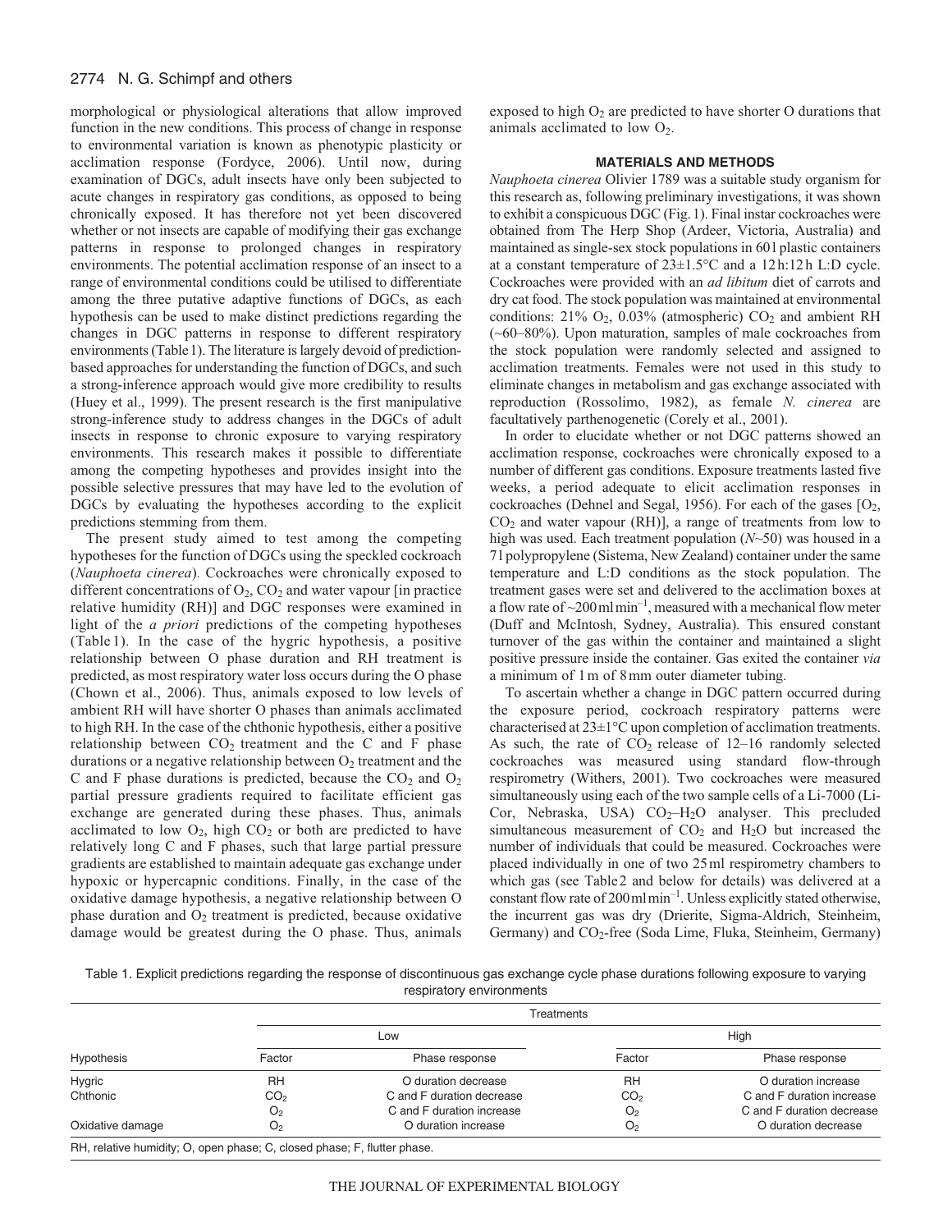morphological or physiological alterations that allow improved function in the new conditions. This process of change in response to environmental variation is known as phenotypic plasticity or acclimation response (Fordyce, 2006). Until now, during examination of DGCs, adult insects have only been subjected to acute changes in respiratory gas conditions, as opposed to being chronically exposed. It has therefore not yet been discovered whether or not insects are capable of modifying their gas exchange patterns in response to prolonged changes in respiratory environments. The potential acclimation response of an insect to a range of environmental conditions could be utilised to differentiate among the three putative adaptive functions of DGCs, as each hypothesis can be used to make distinct predictions regarding the changes in DGC patterns in response to different respiratory environments (Table 1). The literature is largely devoid of prediction-based approaches for understanding the function of DGCs, and such a strong-inference approach would give more credibility to results (Huey et al., 1999). The present research is the first manipulative strong-inference study to address changes in the DGCs of adult insects in response to chronic exposure to varying respiratory environments. This research makes it possible to differentiate among the competing hypotheses and provides insight into the possible selective pressures that may have led to the evolution of DGCs by evaluating the hypotheses according to the explicit predictions stemming from them.

The present study aimed to test among the competing hypotheses for the function of DGCs using the speckled cockroach (*Nauphoeta cinerea*). Cockroaches were chronically exposed to different concentrations of $O_2$, $CO_2$ and water vapour [in practice relative humidity (RH)] and DGC responses were examined in light of the *a priori* predictions of the competing hypotheses (Table 1). In the case of the hygric hypothesis, a positive relationship between O phase duration and RH treatment is predicted, as most respiratory water loss occurs during the O phase (Chown et al., 2006). Thus, animals exposed to low levels of ambient RH will have shorter O phases than animals acclimated to high RH. In the case of the chthonic hypothesis, either a positive relationship between $CO_2$ treatment and the C and F phase durations or a negative relationship between $O_2$ treatment and the C and F phase durations is predicted, because the $CO_2$ and $O_2$ partial pressure gradients required to facilitate efficient gas exchange are generated during these phases. Thus, animals acclimated to low $O_2$, high $CO_2$ or both are predicted to have relatively long C and F phases, such that large partial pressure gradients are established to maintain adequate gas exchange under hypoxic or hypercapnic conditions. Finally, in the case of the oxidative damage hypothesis, a negative relationship between O phase duration and $O_2$ treatment is predicted, because oxidative damage would be greatest during the O phase. Thus, animals exposed to high $O_2$ are predicted to have shorter O durations that animals acclimated to low $O_2$.

## MATERIALS AND METHODS

*Nauphoeta cinerea* Olivier 1789 was a suitable study organism for this research as, following preliminary investigations, it was shown to exhibit a conspicuous DGC (Fig. 1). Final instar cockroaches were obtained from The Herp Shop (Ardeer, Victoria, Australia) and maintained as single-sex stock populations in 60 l plastic containers at a constant temperature of 23±1.5°C and a 12 h:12 h L:D cycle. Cockroaches were provided with an *ad libitum* diet of carrots and dry cat food. The stock population was maintained at environmental conditions: 21% $O_2$, 0.03% (atmospheric) $CO_2$ and ambient RH (~60–80%). Upon maturation, samples of male cockroaches from the stock population were randomly selected and assigned to acclimation treatments. Females were not used in this study to eliminate changes in metabolism and gas exchange associated with reproduction (Rossolimo, 1982), as female *N. cinerea* are facultatively parthenogenetic (Corely et al., 2001).

In order to elucidate whether or not DGC patterns showed an acclimation response, cockroaches were chronically exposed to a number of different gas conditions. Exposure treatments lasted five weeks, a period adequate to elicit acclimation responses in cockroaches (Dehnel and Segal, 1956). For each of the gases [$O_2$, $CO_2$ and water vapour (RH)], a range of treatments from low to high was used. Each treatment population ($N$~50) was housed in a 7 l polypropylene (Sistema, New Zealand) container under the same temperature and L:D conditions as the stock population. The treatment gases were set and delivered to the acclimation boxes at a flow rate of ~200 ml min$^{-1}$, measured with a mechanical flow meter (Duff and McIntosh, Sydney, Australia). This ensured constant turnover of the gas within the container and maintained a slight positive pressure inside the container. Gas exited the container *via* a minimum of 1 m of 8 mm outer diameter tubing.

To ascertain whether a change in DGC pattern occurred during the exposure period, cockroach respiratory patterns were characterised at 23±1°C upon completion of acclimation treatments. As such, the rate of $CO_2$ release of 12–16 randomly selected cockroaches was measured using standard flow-through respirometry (Withers, 2001). Two cockroaches were measured simultaneously using each of the two sample cells of a Li-7000 (Li-Cor, Nebraska, USA) $CO_2$–$H_2O$ analyser. This precluded simultaneous measurement of $CO_2$ and $H_2O$ but increased the number of individuals that could be measured. Cockroaches were placed individually in one of two 25 ml respirometry chambers to which gas (see Table 2 and below for details) was delivered at a constant flow rate of 200 ml min$^{-1}$. Unless explicitly stated otherwise, the incurrent gas was dry (Drierite, Sigma-Aldrich, Steinheim, Germany) and $CO_2$-free (Soda Lime, Fluka, Steinheim, Germany)

Table 1. Explicit predictions regarding the response of discontinuous gas exchange cycle phase durations following exposure to varying respiratory environments

| | Treatments | | | |
|---|---|---|---|---|
| | Low | | High | |
| Hypothesis | Factor | Phase response | Factor | Phase response |
| Hygric | RH | O duration decrease | RH | O duration increase |
| Chthonic | $CO_2$ | C and F duration decrease | $CO_2$ | C and F duration increase |
| | $O_2$ | C and F duration increase | $O_2$ | C and F duration decrease |
| Oxidative damage | $O_2$ | O duration increase | $O_2$ | O duration decrease |

RH, relative humidity; O, open phase; C, closed phase; F, flutter phase.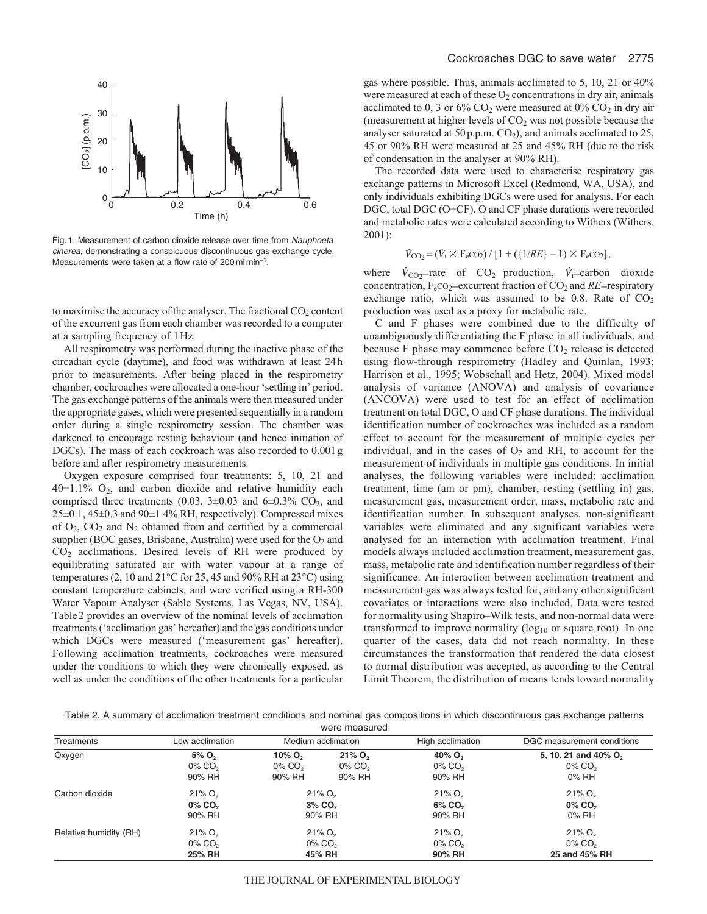Fig. 1. Measurement of carbon dioxide release over time from *Nauphoeta cinerea*, demonstrating a conspicuous discontinuous gas exchange cycle. Measurements were taken at a flow rate of 200 ml min$^{-1}$.

to maximise the accuracy of the analyser. The fractional $CO_2$ content of the excurrent gas from each chamber was recorded to a computer at a sampling frequency of 1 Hz.

All respirometry was performed during the inactive phase of the circadian cycle (daytime), and food was withdrawn at least 24 h prior to measurements. After being placed in the respirometry chamber, cockroaches were allocated a one-hour 'settling in' period. The gas exchange patterns of the animals were then measured under the appropriate gases, which were presented sequentially in a random order during a single respirometry session. The chamber was darkened to encourage resting behaviour (and hence initiation of DGCs). The mass of each cockroach was also recorded to 0.001 g before and after respirometry measurements.

Oxygen exposure comprised four treatments: 5, 10, 21 and 40±1.1% $O_2$, and carbon dioxide and relative humidity each comprised three treatments (0.03, 3±0.03 and 6±0.3% $CO_2$, and 25±0.1, 45±0.3 and 90±1.4% RH, respectively). Compressed mixes of $O_2$, $CO_2$ and $N_2$ obtained from and certified by a commercial supplier (BOC gases, Brisbane, Australia) were used for the $O_2$ and $CO_2$ acclimations. Desired levels of RH were produced by equilibrating saturated air with water vapour at a range of temperatures (2, 10 and 21°C for 25, 45 and 90% RH at 23°C) using constant temperature cabinets, and were verified using a RH-300 Water Vapour Analyser (Sable Systems, Las Vegas, NV, USA). Table 2 provides an overview of the nominal levels of acclimation treatments ('acclimation gas' hereafter) and the gas conditions under which DGCs were measured ('measurement gas' hereafter). Following acclimation treatments, cockroaches were measured under the conditions to which they were chronically exposed, as well as under the conditions of the other treatments for a particular gas where possible. Thus, animals acclimated to 5, 10, 21 or 40% were measured at each of these $O_2$ concentrations in dry air, animals acclimated to 0, 3 or 6% $CO_2$ were measured at 0% $CO_2$ in dry air (measurement at higher levels of $CO_2$ was not possible because the analyser saturated at 50 p.p.m. $CO_2$), and animals acclimated to 25, 45 or 90% RH were measured at 25 and 45% RH (due to the risk of condensation in the analyser at 90% RH).

The recorded data were used to characterise respiratory gas exchange patterns in Microsoft Excel (Redmond, WA, USA), and only individuals exhibiting DGCs were used for analysis. For each DGC, total DGC (O+CF), O and CF phase durations were recorded and metabolic rates were calculated according to Withers (Withers, 2001):

$$\dot{V}_{CO_2} = (\dot{V}_I \times F_eCO_2) / [1 + (\{1/RE\} - 1) \times F_eCO_2],$$

where $\dot{V}_{CO_2}$=rate of $CO_2$ production, $\dot{V}_I$=carbon dioxide concentration, $F_eCO_2$=excurrent fraction of $CO_2$ and $RE$=respiratory exchange ratio, which was assumed to be 0.8. Rate of $CO_2$ production was used as a proxy for metabolic rate.

C and F phases were combined due to the difficulty of unambiguously differentiating the F phase in all individuals, and because F phase may commence before $CO_2$ release is detected using flow-through respirometry (Hadley and Quinlan, 1993; Harrison et al., 1995; Wobschall and Hetz, 2004). Mixed model analysis of variance (ANOVA) and analysis of covariance (ANCOVA) were used to test for an effect of acclimation treatment on total DGC, O and CF phase durations. The individual identification number of cockroaches was included as a random effect to account for the measurement of multiple cycles per individual, and in the cases of $O_2$ and RH, to account for the measurement of individuals in multiple gas conditions. In initial analyses, the following variables were included: acclimation treatment, time (am or pm), chamber, resting (settling in) gas, measurement gas, measurement order, mass, metabolic rate and identification number. In subsequent analyses, non-significant variables were eliminated and any significant variables were analysed for an interaction with acclimation treatment. Final models always included acclimation treatment, measurement gas, mass, metabolic rate and identification number regardless of their significance. An interaction between acclimation treatment and measurement gas was always tested for, and any other significant covariates or interactions were also included. Data were tested for normality using Shapiro–Wilk tests, and non-normal data were transformed to improve normality ($\log_{10}$ or square root). In one quarter of the cases, data did not reach normality. In these circumstances the transformation that rendered the data closest to normal distribution was accepted, as according to the Central Limit Theorem, the distribution of means tends toward normality

Table 2. A summary of acclimation treatment conditions and nominal gas compositions in which discontinuous gas exchange patterns were measured

| Treatments | Low acclimation | Medium acclimation | | High acclimation | DGC measurement conditions |
|---|---|---|---|---|---|
| Oxygen | **5% $O_2$** | **10% $O_2$** | **21% $O_2$** | **40% $O_2$** | **5, 10, 21 and 40% $O_2$** |
| | 0% $CO_2$ | 0% $CO_2$ | 0% $CO_2$ | 0% $CO_2$ | 0% $CO_2$ |
| | 90% RH | 90% RH | 90% RH | 90% RH | 0% RH |
| Carbon dioxide | 21% $O_2$ | 21% $O_2$ | | 21% $O_2$ | 21% $O_2$ |
| | **0% $CO_2$** | **3% $CO_2$** | | **6% $CO_2$** | **0% $CO_2$** |
| | 90% RH | 90% RH | | 90% RH | 0% RH |
| Relative humidity (RH) | 21% $O_2$ | 21% $O_2$ | | 21% $O_2$ | 21% $O_2$ |
| | 0% $CO_2$ | 0% $CO_2$ | | 0% $CO_2$ | 0% $CO_2$ |
| | **25% RH** | **45% RH** | | **90% RH** | **25 and 45% RH** |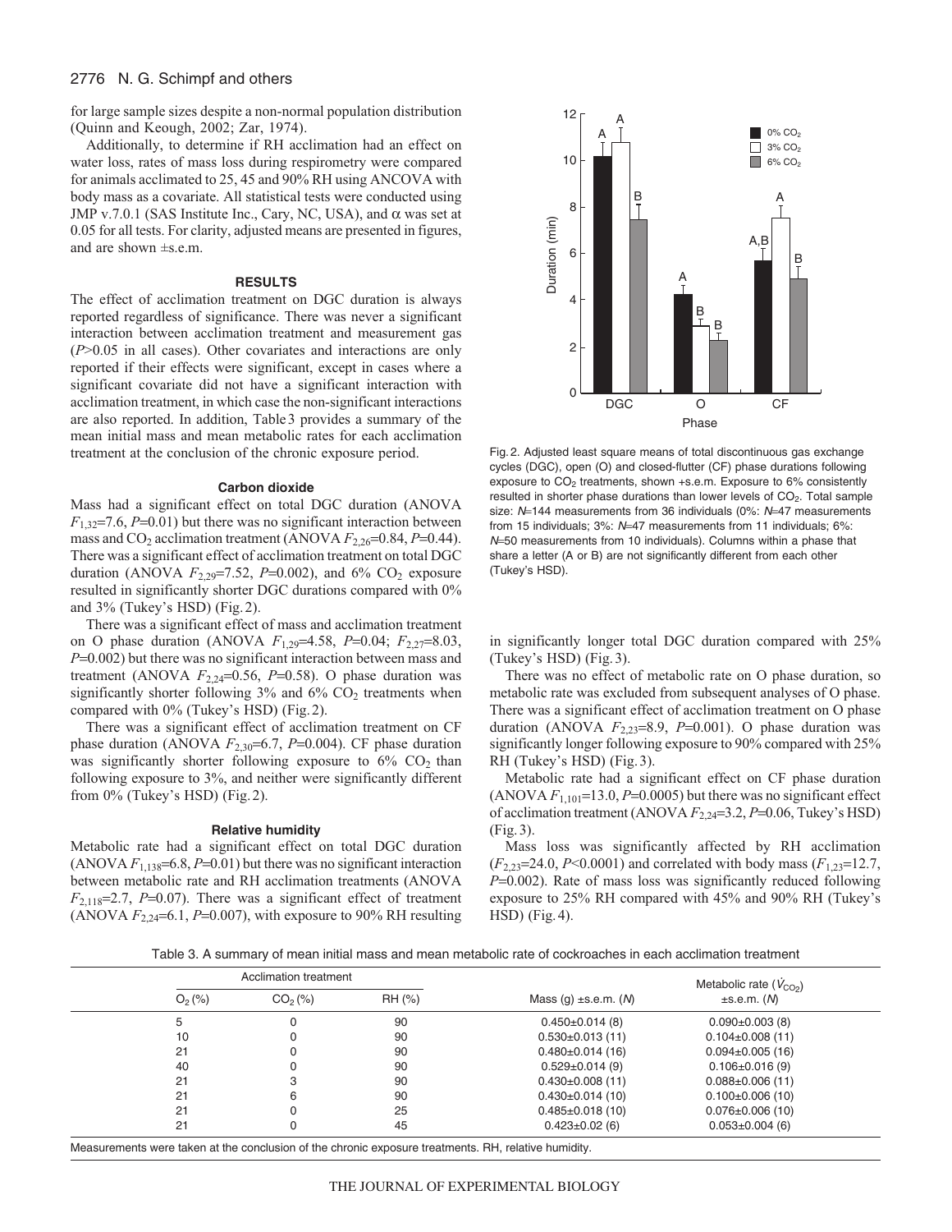for large sample sizes despite a non-normal population distribution (Quinn and Keough, 2002; Zar, 1974).

Additionally, to determine if RH acclimation had an effect on water loss, rates of mass loss during respirometry were compared for animals acclimated to 25, 45 and 90% RH using ANCOVA with body mass as a covariate. All statistical tests were conducted using JMP v.7.0.1 (SAS Institute Inc., Cary, NC, USA), and $\alpha$ was set at 0.05 for all tests. For clarity, adjusted means are presented in figures, and are shown ±s.e.m.

## RESULTS

The effect of acclimation treatment on DGC duration is always reported regardless of significance. There was never a significant interaction between acclimation treatment and measurement gas ($P$>0.05 in all cases). Other covariates and interactions are only reported if their effects were significant, except in cases where a significant covariate did not have a significant interaction with acclimation treatment, in which case the non-significant interactions are also reported. In addition, Table 3 provides a summary of the mean initial mass and mean metabolic rates for each acclimation treatment at the conclusion of the chronic exposure period.

### Carbon dioxide

Mass had a significant effect on total DGC duration (ANOVA $F_{1,32}$=7.6, $P$=0.01) but there was no significant interaction between mass and $CO_2$ acclimation treatment (ANOVA $F_{2,26}$=0.84, $P$=0.44). There was a significant effect of acclimation treatment on total DGC duration (ANOVA $F_{2,29}$=7.52, $P$=0.002), and 6% $CO_2$ exposure resulted in significantly shorter DGC durations compared with 0% and 3% (Tukey's HSD) (Fig. 2).

There was a significant effect of mass and acclimation treatment on O phase duration (ANOVA $F_{1,29}$=4.58, $P$=0.04; $F_{2,27}$=8.03, $P$=0.002) but there was no significant interaction between mass and treatment (ANOVA $F_{2,24}$=0.56, $P$=0.58). O phase duration was significantly shorter following 3% and 6% $CO_2$ treatments when compared with 0% (Tukey's HSD) (Fig. 2).

There was a significant effect of acclimation treatment on CF phase duration (ANOVA $F_{2,30}$=6.7, $P$=0.004). CF phase duration was significantly shorter following exposure to 6% $CO_2$ than following exposure to 3%, and neither were significantly different from 0% (Tukey's HSD) (Fig. 2).

### Relative humidity

Metabolic rate had a significant effect on total DGC duration (ANOVA $F_{1,138}$=6.8, $P$=0.01) but there was no significant interaction between metabolic rate and RH acclimation treatments (ANOVA $F_{2,118}$=2.7, $P$=0.07). There was a significant effect of treatment (ANOVA $F_{2,24}$=6.1, $P$=0.007), with exposure to 90% RH resulting in significantly longer total DGC duration compared with 25% (Tukey's HSD) (Fig. 3).

There was no effect of metabolic rate on O phase duration, so metabolic rate was excluded from subsequent analyses of O phase. There was a significant effect of acclimation treatment on O phase duration (ANOVA $F_{2,23}$=8.9, $P$=0.001). O phase duration was significantly longer following exposure to 90% compared with 25% RH (Tukey's HSD) (Fig. 3).

Metabolic rate had a significant effect on CF phase duration (ANOVA $F_{1,101}$=13.0, $P$=0.0005) but there was no significant effect of acclimation treatment (ANOVA $F_{2,24}$=3.2, $P$=0.06, Tukey's HSD) (Fig. 3).

Mass loss was significantly affected by RH acclimation ($F_{2,23}$=24.0, $P$<0.0001) and correlated with body mass ($F_{1,23}$=12.7, $P$=0.002). Rate of mass loss was significantly reduced following exposure to 25% RH compared with 45% and 90% RH (Tukey's HSD) (Fig. 4).

Fig. 2. Adjusted least square means of total discontinuous gas exchange cycles (DGC), open (O) and closed-flutter (CF) phase durations following exposure to $CO_2$ treatments, shown +s.e.m. Exposure to 6% consistently resulted in shorter phase durations than lower levels of $CO_2$. Total sample size: $N$=144 measurements from 36 individuals (0%: $N$=47 measurements from 15 individuals; 3%: $N$=47 measurements from 11 individuals; 6%: $N$=50 measurements from 10 individuals). Columns within a phase that share a letter (A or B) are not significantly different from each other (Tukey's HSD).

Table 3. A summary of mean initial mass and mean metabolic rate of cockroaches in each acclimation treatment

| Acclimation treatment | | | | |
|---|---|---|---|---|
| $O_2$ (%) | $CO_2$ (%) | RH (%) | Mass (g) ±s.e.m. ($N$) | Metabolic rate ($\dot{V}_{CO_2}$) ±s.e.m. ($N$) |
| 5 | 0 | 90 | 0.450±0.014 (8) | 0.090±0.003 (8) |
| 10 | 0 | 90 | 0.530±0.013 (11) | 0.104±0.008 (11) |
| 21 | 0 | 90 | 0.480±0.014 (16) | 0.094±0.005 (16) |
| 40 | 0 | 90 | 0.529±0.014 (9) | 0.106±0.016 (9) |
| 21 | 3 | 90 | 0.430±0.008 (11) | 0.088±0.006 (11) |
| 21 | 6 | 90 | 0.430±0.014 (10) | 0.100±0.006 (10) |
| 21 | 0 | 25 | 0.485±0.018 (10) | 0.076±0.006 (10) |
| 21 | 0 | 45 | 0.423±0.02 (6) | 0.053±0.004 (6) |

Measurements were taken at the conclusion of the chronic exposure treatments. RH, relative humidity.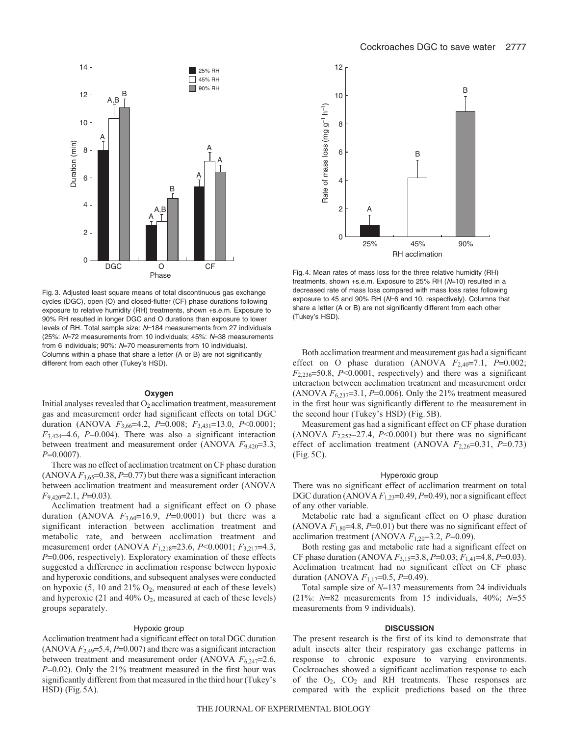Fig. 3. Adjusted least square means of total discontinuous gas exchange cycles (DGC), open (O) and closed-flutter (CF) phase durations following exposure to relative humidity (RH) treatments, shown +s.e.m. Exposure to 90% RH resulted in longer DGC and O durations than exposure to lower levels of RH. Total sample size: *N*=184 measurements from 27 individuals (25%: *N*=72 measurements from 10 individuals; 45%: *N*=38 measurements from 6 individuals; 90%: *N*=70 measurements from 10 individuals). Columns within a phase that share a letter (A or B) are not significantly different from each other (Tukey's HSD).

Fig. 4. Mean rates of mass loss for the three relative humidity (RH) treatments, shown +s.e.m. Exposure to 25% RH (*N*=10) resulted in a decreased rate of mass loss compared with mass loss rates following exposure to 45 and 90% RH (*N*=6 and 10, respectively). Columns that share a letter (A or B) are not significantly different from each other (Tukey's HSD).

### Oxygen

Initial analyses revealed that $O_2$ acclimation treatment, measurement gas and measurement order had significant effects on total DGC duration (ANOVA $F_{3,66}$=4.2, $P$=0.008; $F_{3,431}$=13.0, $P$<0.0001; $F_{3,424}$=4.6, $P$=0.004). There was also a significant interaction between treatment and measurement order (ANOVA $F_{9,420}$=3.3, $P$=0.0007).

There was no effect of acclimation treatment on CF phase duration (ANOVA $F_{3,65}$=0.38, $P$=0.77) but there was a significant interaction between acclimation treatment and measurement order (ANOVA $F_{9,420}$=2.1, $P$=0.03).

Acclimation treatment had a significant effect on O phase duration (ANOVA $F_{3,60}$=16.9, $P$=0.0001) but there was a significant interaction between acclimation treatment and metabolic rate, and between acclimation treatment and measurement order (ANOVA $F_{1,218}$=23.6, $P$<0.0001; $F_{3,217}$=4.3, $P$=0.006, respectively). Exploratory examination of these effects suggested a difference in acclimation response between hypoxic and hyperoxic conditions, and subsequent analyses were conducted on hypoxic (5, 10 and 21% $O_2$, measured at each of these levels) and hyperoxic (21 and 40% $O_2$, measured at each of these levels) groups separately.

#### Hypoxic group

Acclimation treatment had a significant effect on total DGC duration (ANOVA $F_{2,49}$=5.4, $P$=0.007) and there was a significant interaction between treatment and measurement order (ANOVA $F_{6,247}$=2.6, $P$=0.02). Only the 21% treatment measured in the first hour was significantly different from that measured in the third hour (Tukey's HSD) (Fig. 5A).

Both acclimation treatment and measurement gas had a significant effect on O phase duration (ANOVA $F_{2,40}$=7.1, $P$=0.002; $F_{2,236}$=50.8, $P$<0.0001, respectively) and there was a significant interaction between acclimation treatment and measurement order (ANOVA $F_{6,237}$=3.1, $P$=0.006). Only the 21% treatment measured in the first hour was significantly different to the measurement in the second hour (Tukey's HSD) (Fig. 5B).

Measurement gas had a significant effect on CF phase duration (ANOVA $F_{2,252}$=27.4, $P$<0.0001) but there was no significant effect of acclimation treatment (ANOVA $F_{2,26}$=0.31, $P$=0.73) (Fig. 5C).

#### Hyperoxic group

There was no significant effect of acclimation treatment on total DGC duration (ANOVA $F_{1,23}$=0.49, $P$=0.49), nor a significant effect of any other variable.

Metabolic rate had a significant effect on O phase duration (ANOVA $F_{1,80}$=4.8, $P$=0.01) but there was no significant effect of acclimation treatment (ANOVA $F_{1,20}$=3.2, $P$=0.09).

Both resting gas and metabolic rate had a significant effect on CF phase duration (ANOVA $F_{3,15}$=3.8, $P$=0.03; $F_{1,41}$=4.8, $P$=0.03). Acclimation treatment had no significant effect on CF phase duration (ANOVA $F_{1,17}$=0.5, $P$=0.49).

Total sample size of $N$=137 measurements from 24 individuals (21%: $N$=82 measurements from 15 individuals, 40%; $N$=55 measurements from 9 individuals).

## DISCUSSION

The present research is the first of its kind to demonstrate that adult insects alter their respiratory gas exchange patterns in response to chronic exposure to varying environments. Cockroaches showed a significant acclimation response to each of the $O_2$, $CO_2$ and RH treatments. These responses are compared with the explicit predictions based on the three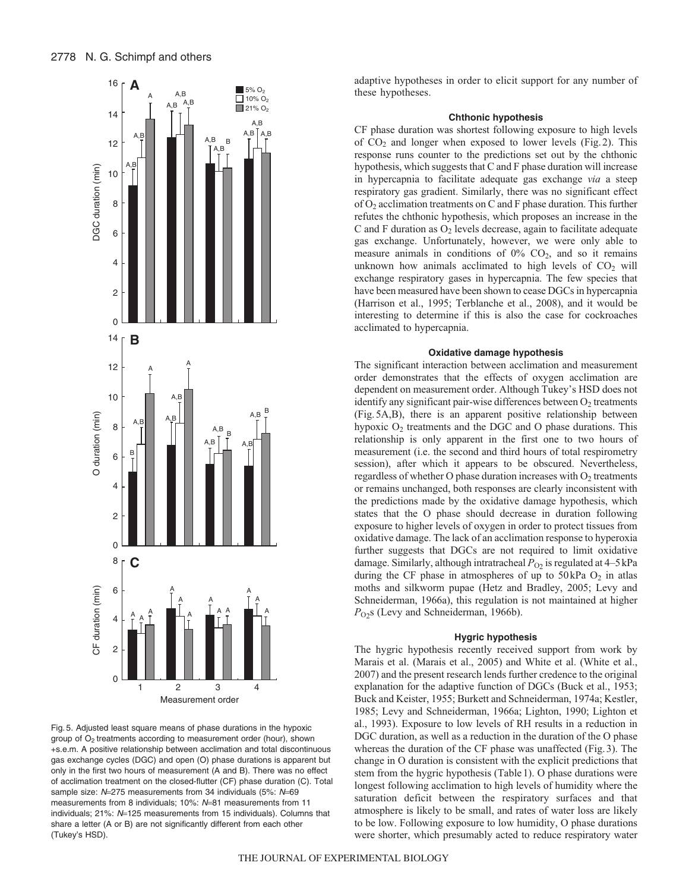Fig. 5. Adjusted least square means of phase durations in the hypoxic group of $O_2$ treatments according to measurement order (hour), shown +s.e.m. A positive relationship between acclimation and total discontinuous gas exchange cycles (DGC) and open (O) phase durations is apparent but only in the first two hours of measurement (A and B). There was no effect of acclimation treatment on the closed-flutter (CF) phase duration (C). Total sample size: $N$=275 measurements from 34 individuals (5%: $N$=69 measurements from 8 individuals; 10%: $N$=81 measurements from 11 individuals; 21%: $N$=125 measurements from 15 individuals). Columns that share a letter (A or B) are not significantly different from each other (Tukey's HSD).

adaptive hypotheses in order to elicit support for any number of these hypotheses.

### Chthonic hypothesis

CF phase duration was shortest following exposure to high levels of $CO_2$ and longer when exposed to lower levels (Fig. 2). This response runs counter to the predictions set out by the chthonic hypothesis, which suggests that C and F phase duration will increase in hypercapnia to facilitate adequate gas exchange *via* a steep respiratory gas gradient. Similarly, there was no significant effect of $O_2$ acclimation treatments on C and F phase duration. This further refutes the chthonic hypothesis, which proposes an increase in the C and F duration as $O_2$ levels decrease, again to facilitate adequate gas exchange. Unfortunately, however, we were only able to measure animals in conditions of 0% $CO_2$, and so it remains unknown how animals acclimated to high levels of $CO_2$ will exchange respiratory gases in hypercapnia. The few species that have been measured have been shown to cease DGCs in hypercapnia (Harrison et al., 1995; Terblanche et al., 2008), and it would be interesting to determine if this is also the case for cockroaches acclimated to hypercapnia.

### Oxidative damage hypothesis

The significant interaction between acclimation and measurement order demonstrates that the effects of oxygen acclimation are dependent on measurement order. Although Tukey's HSD does not identify any significant pair-wise differences between $O_2$ treatments (Fig. 5A,B), there is an apparent positive relationship between hypoxic $O_2$ treatments and the DGC and O phase durations. This relationship is only apparent in the first one to two hours of measurement (i.e. the second and third hours of total respirometry session), after which it appears to be obscured. Nevertheless, regardless of whether O phase duration increases with $O_2$ treatments or remains unchanged, both responses are clearly inconsistent with the predictions made by the oxidative damage hypothesis, which states that the O phase should decrease in duration following exposure to higher levels of oxygen in order to protect tissues from oxidative damage. The lack of an acclimation response to hyperoxia further suggests that DGCs are not required to limit oxidative damage. Similarly, although intratracheal $P_{O_2}$ is regulated at 4–5 kPa during the CF phase in atmospheres of up to 50 kPa $O_2$ in atlas moths and silkworm pupae (Hetz and Bradley, 2005; Levy and Schneiderman, 1966a), this regulation is not maintained at higher $P_{O_2}$s (Levy and Schneiderman, 1966b).

### Hygric hypothesis

The hygric hypothesis recently received support from work by Marais et al. (Marais et al., 2005) and White et al. (White et al., 2007) and the present research lends further credence to the original explanation for the adaptive function of DGCs (Buck et al., 1953; Buck and Keister, 1955; Burkett and Schneiderman, 1974a; Kestler, 1985; Levy and Schneiderman, 1966a; Lighton, 1990; Lighton et al., 1993). Exposure to low levels of RH results in a reduction in DGC duration, as well as a reduction in the duration of the O phase whereas the duration of the CF phase was unaffected (Fig. 3). The change in O duration is consistent with the explicit predictions that stem from the hygric hypothesis (Table 1). O phase durations were longest following acclimation to high levels of humidity where the saturation deficit between the respiratory surfaces and that atmosphere is likely to be small, and rates of water loss are likely to be low. Following exposure to low humidity, O phase durations were shorter, which presumably acted to reduce respiratory water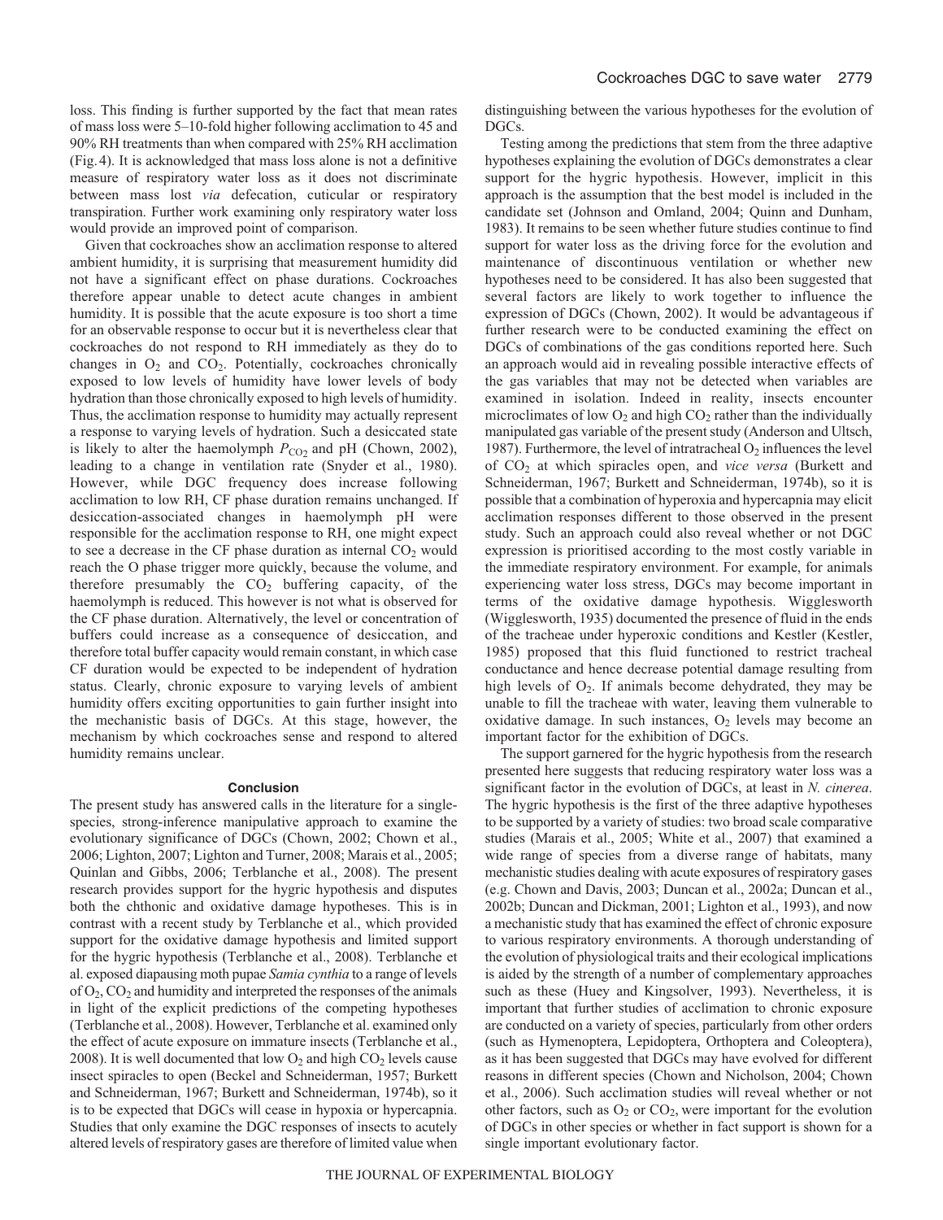loss. This finding is further supported by the fact that mean rates of mass loss were 5–10-fold higher following acclimation to 45 and 90% RH treatments than when compared with 25% RH acclimation (Fig. 4). It is acknowledged that mass loss alone is not a definitive measure of respiratory water loss as it does not discriminate between mass lost *via* defecation, cuticular or respiratory transpiration. Further work examining only respiratory water loss would provide an improved point of comparison.

Given that cockroaches show an acclimation response to altered ambient humidity, it is surprising that measurement humidity did not have a significant effect on phase durations. Cockroaches therefore appear unable to detect acute changes in ambient humidity. It is possible that the acute exposure is too short a time for an observable response to occur but it is nevertheless clear that cockroaches do not respond to RH immediately as they do to changes in $O_2$ and $CO_2$. Potentially, cockroaches chronically exposed to low levels of humidity have lower levels of body hydration than those chronically exposed to high levels of humidity. Thus, the acclimation response to humidity may actually represent a response to varying levels of hydration. Such a desiccated state is likely to alter the haemolymph $P_{CO_2}$ and pH (Chown, 2002), leading to a change in ventilation rate (Snyder et al., 1980). However, while DGC frequency does increase following acclimation to low RH, CF phase duration remains unchanged. If desiccation-associated changes in haemolymph pH were responsible for the acclimation response to RH, one might expect to see a decrease in the CF phase duration as internal $CO_2$ would reach the O phase trigger more quickly, because the volume, and therefore presumably the $CO_2$ buffering capacity, of the haemolymph is reduced. This however is not what is observed for the CF phase duration. Alternatively, the level or concentration of buffers could increase as a consequence of desiccation, and therefore total buffer capacity would remain constant, in which case CF duration would be expected to be independent of hydration status. Clearly, chronic exposure to varying levels of ambient humidity offers exciting opportunities to gain further insight into the mechanistic basis of DGCs. At this stage, however, the mechanism by which cockroaches sense and respond to altered humidity remains unclear.

## Conclusion

The present study has answered calls in the literature for a single-species, strong-inference manipulative approach to examine the evolutionary significance of DGCs (Chown, 2002; Chown et al., 2006; Lighton, 2007; Lighton and Turner, 2008; Marais et al., 2005; Quinlan and Gibbs, 2006; Terblanche et al., 2008). The present research provides support for the hygric hypothesis and disputes both the chthonic and oxidative damage hypotheses. This is in contrast with a recent study by Terblanche et al., which provided support for the oxidative damage hypothesis and limited support for the hygric hypothesis (Terblanche et al., 2008). Terblanche et al. exposed diapausing moth pupae *Samia cynthia* to a range of levels of $O_2$, $CO_2$ and humidity and interpreted the responses of the animals in light of the explicit predictions of the competing hypotheses (Terblanche et al., 2008). However, Terblanche et al. examined only the effect of acute exposure on immature insects (Terblanche et al., 2008). It is well documented that low $O_2$ and high $CO_2$ levels cause insect spiracles to open (Beckel and Schneiderman, 1957; Burkett and Schneiderman, 1967; Burkett and Schneiderman, 1974b), so it is to be expected that DGCs will cease in hypoxia or hypercapnia. Studies that only examine the DGC responses of insects to acutely altered levels of respiratory gases are therefore of limited value when distinguishing between the various hypotheses for the evolution of DGCs.

Testing among the predictions that stem from the three adaptive hypotheses explaining the evolution of DGCs demonstrates a clear support for the hygric hypothesis. However, implicit in this approach is the assumption that the best model is included in the candidate set (Johnson and Omland, 2004; Quinn and Dunham, 1983). It remains to be seen whether future studies continue to find support for water loss as the driving force for the evolution and maintenance of discontinuous ventilation or whether new hypotheses need to be considered. It has also been suggested that several factors are likely to work together to influence the expression of DGCs (Chown, 2002). It would be advantageous if further research were to be conducted examining the effect on DGCs of combinations of the gas conditions reported here. Such an approach would aid in revealing possible interactive effects of the gas variables that may not be detected when variables are examined in isolation. Indeed in reality, insects encounter microclimates of low $O_2$ and high $CO_2$ rather than the individually manipulated gas variable of the present study (Anderson and Ultsch, 1987). Furthermore, the level of intratracheal $O_2$ influences the level of $CO_2$ at which spiracles open, and *vice versa* (Burkett and Schneiderman, 1967; Burkett and Schneiderman, 1974b), so it is possible that a combination of hyperoxia and hypercapnia may elicit acclimation responses different to those observed in the present study. Such an approach could also reveal whether or not DGC expression is prioritised according to the most costly variable in the immediate respiratory environment. For example, for animals experiencing water loss stress, DGCs may become important in terms of the oxidative damage hypothesis. Wigglesworth (Wigglesworth, 1935) documented the presence of fluid in the ends of the tracheae under hyperoxic conditions and Kestler (Kestler, 1985) proposed that this fluid functioned to restrict tracheal conductance and hence decrease potential damage resulting from high levels of $O_2$. If animals become dehydrated, they may be unable to fill the tracheae with water, leaving them vulnerable to oxidative damage. In such instances, $O_2$ levels may become an important factor for the exhibition of DGCs.

The support garnered for the hygric hypothesis from the research presented here suggests that reducing respiratory water loss was a significant factor in the evolution of DGCs, at least in *N. cinerea*. The hygric hypothesis is the first of the three adaptive hypotheses to be supported by a variety of studies: two broad scale comparative studies (Marais et al., 2005; White et al., 2007) that examined a wide range of species from a diverse range of habitats, many mechanistic studies dealing with acute exposures of respiratory gases (e.g. Chown and Davis, 2003; Duncan et al., 2002a; Duncan et al., 2002b; Duncan and Dickman, 2001; Lighton et al., 1993), and now a mechanistic study that has examined the effect of chronic exposure to various respiratory environments. A thorough understanding of the evolution of physiological traits and their ecological implications is aided by the strength of a number of complementary approaches such as these (Huey and Kingsolver, 1993). Nevertheless, it is important that further studies of acclimation to chronic exposure are conducted on a variety of species, particularly from other orders (such as Hymenoptera, Lepidoptera, Orthoptera and Coleoptera), as it has been suggested that DGCs may have evolved for different reasons in different species (Chown and Nicholson, 2004; Chown et al., 2006). Such acclimation studies will reveal whether or not other factors, such as $O_2$ or $CO_2$, were important for the evolution of DGCs in other species or whether in fact support is shown for a single important evolutionary factor.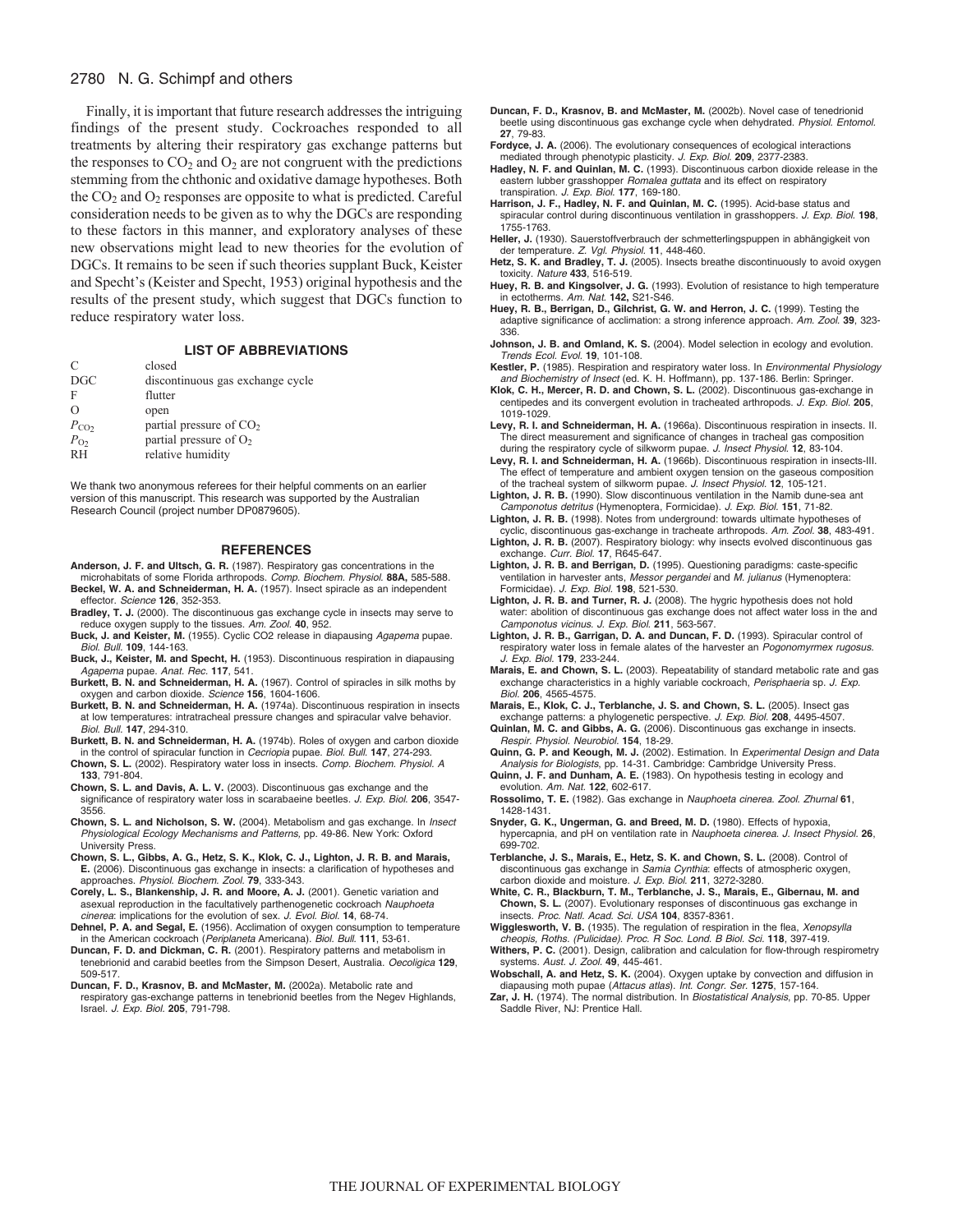Finally, it is important that future research addresses the intriguing findings of the present study. Cockroaches responded to all treatments by altering their respiratory gas exchange patterns but the responses to $CO_2$ and $O_2$ are not congruent with the predictions stemming from the chthonic and oxidative damage hypotheses. Both the $CO_2$ and $O_2$ responses are opposite to what is predicted. Careful consideration needs to be given as to why the DGCs are responding to these factors in this manner, and exploratory analyses of these new observations might lead to new theories for the evolution of DGCs. It remains to be seen if such theories supplant Buck, Keister and Specht's (Keister and Specht, 1953) original hypothesis and the results of the present study, which suggest that DGCs function to reduce respiratory water loss.

## LIST OF ABBREVIATIONS

| | |
|---|---|
| C | closed |
| DGC | discontinuous gas exchange cycle |
| F | flutter |
| O | open |
| $P_{CO_2}$ | partial pressure of $CO_2$ |
| $P_{O_2}$ | partial pressure of $O_2$ |
| RH | relative humidity |

We thank two anonymous referees for their helpful comments on an earlier version of this manuscript. This research was supported by the Australian Research Council (project number DP0879605).

## REFERENCES

**Anderson, J. F. and Ultsch, G. R.** (1987). Respiratory gas concentrations in the microhabitats of some Florida arthropods. *Comp. Biochem. Physiol.* **88A,** 585-588.

**Beckel, W. A. and Schneiderman, H. A.** (1957). Insect spiracle as an independent effector. *Science* **126**, 352-353.

**Bradley, T. J.** (2000). The discontinuous gas exchange cycle in insects may serve to reduce oxygen supply to the tissues. *Am. Zool.* **40**, 952.

**Buck, J. and Keister, M.** (1955). Cyclic CO2 release in diapausing *Agapema* pupae. *Biol. Bull.* **109**, 144-163.

**Buck, J., Keister, M. and Specht, H.** (1953). Discontinuous respiration in diapausing *Agapema* pupae. *Anat. Rec.* **117**, 541.

**Burkett, B. N. and Schneiderman, H. A.** (1967). Control of spiracles in silk moths by oxygen and carbon dioxide. *Science* **156**, 1604-1606.

**Burkett, B. N. and Schneiderman, H. A.** (1974a). Discontinuous respiration in insects at low temperatures: intratracheal pressure changes and spiracular valve behavior. *Biol. Bull.* **147**, 294-310.

**Burkett, B. N. and Schneiderman, H. A.** (1974b). Roles of oxygen and carbon dioxide in the control of spiracular function in *Cecriopia* pupae. *Biol. Bull.* **147**, 274-293.

**Chown, S. L.** (2002). Respiratory water loss in insects. *Comp. Biochem. Physiol. A* **133**, 791-804.

**Chown, S. L. and Davis, A. L. V.** (2003). Discontinuous gas exchange and the significance of respiratory water loss in scarabaeine beetles. *J. Exp. Biol.* **206**, 3547-3556.

**Chown, S. L. and Nicholson, S. W.** (2004). Metabolism and gas exchange. In *Insect Physiological Ecology Mechanisms and Patterns*, pp. 49-86. New York: Oxford University Press.

**Chown, S. L., Gibbs, A. G., Hetz, S. K., Klok, C. J., Lighton, J. R. B. and Marais, E.** (2006). Discontinuous gas exchange in insects: a clarification of hypotheses and approaches. *Physiol. Biochem. Zool.* **79**, 333-343.

**Corely, L. S., Blankenship, J. R. and Moore, A. J.** (2001). Genetic variation and asexual reproduction in the facultatively parthenogenetic cockroach *Nauphoeta cinerea*: implications for the evolution of sex. *J. Evol. Biol.* **14**, 68-74.

**Dehnel, P. A. and Segal, E.** (1956). Acclimation of oxygen consumption to temperature in the American cockroach (*Periplaneta* Americana). *Biol. Bull.* **111**, 53-61.

**Duncan, F. D. and Dickman, C. R.** (2001). Respiratory patterns and metabolism in tenebrionid and carabid beetles from the Simpson Desert, Australia. *Oecoligica* **129**, 509-517.

**Duncan, F. D., Krasnov, B. and McMaster, M.** (2002a). Metabolic rate and respiratory gas-exchange patterns in tenebrionid beetles from the Negev Highlands, Israel. *J. Exp. Biol.* **205**, 791-798.

**Duncan, F. D., Krasnov, B. and McMaster, M.** (2002b). Novel case of tenedrionid beetle using discontinuous gas exchange cycle when dehydrated. *Physiol. Entomol.* **27**, 79-83.

**Fordyce, J. A.** (2006). The evolutionary consequences of ecological interactions mediated through phenotypic plasticity. *J. Exp. Biol.* **209**, 2377-2383.

**Hadley, N. F. and Quinlan, M. C.** (1993). Discontinuous carbon dioxide release in the eastern lubber grasshopper *Romalea guttata* and its effect on respiratory transpiration. *J. Exp. Biol.* **177**, 169-180.

**Harrison, J. F., Hadley, N. F. and Quinlan, M. C.** (1995). Acid-base status and spiracular control during discontinuous ventilation in grasshoppers. *J. Exp. Biol.* **198**, 1755-1763.

**Heller, J.** (1930). Sauerstoffverbrauch der schmetterlingspuppen in abhängigkeit von der temperatur. *Z. Vgl. Physiol.* **11**, 448-460.

**Hetz, S. K. and Bradley, T. J.** (2005). Insects breathe discontinuously to avoid oxygen toxicity. *Nature* **433**, 516-519.

**Huey, R. B. and Kingsolver, J. G.** (1993). Evolution of resistance to high temperature in ectotherms. *Am. Nat.* **142,** S21-S46.

**Huey, R. B., Berrigan, D., Gilchrist, G. W. and Herron, J. C.** (1999). Testing the adaptive significance of acclimation: a strong inference approach. *Am. Zool.* **39**, 323-336.

**Johnson, J. B. and Omland, K. S.** (2004). Model selection in ecology and evolution. *Trends Ecol. Evol.* **19**, 101-108.

**Kestler, P.** (1985). Respiration and respiratory water loss. In *Environmental Physiology and Biochemistry of Insect* (ed. K. H. Hoffmann), pp. 137-186. Berlin: Springer.

**Klok, C. H., Mercer, R. D. and Chown, S. L.** (2002). Discontinuous gas-exchange in centipedes and its convergent evolution in tracheated arthropods. *J. Exp. Biol.* **205**, 1019-1029.

**Levy, R. I. and Schneiderman, H. A.** (1966a). Discontinuous respiration in insects. II. The direct measurement and significance of changes in tracheal gas composition during the respiratory cycle of silkworm pupae. *J. Insect Physiol.* **12**, 83-104.

**Levy, R. I. and Schneiderman, H. A.** (1966b). Discontinuous respiration in insects-III. The effect of temperature and ambient oxygen tension on the gaseous composition of the tracheal system of silkworm pupae. *J. Insect Physiol.* **12**, 105-121.

**Lighton, J. R. B.** (1990). Slow discontinuous ventilation in the Namib dune-sea ant *Camponotus detritus* (Hymenoptera, Formicidae). *J. Exp. Biol.* **151**, 71-82.

**Lighton, J. R. B.** (1998). Notes from underground: towards ultimate hypotheses of cyclic, discontinuous gas-exchange in tracheate arthropods. *Am. Zool.* **38**, 483-491.

**Lighton, J. R. B.** (2007). Respiratory biology: why insects evolved discontinuous gas exchange. *Curr. Biol.* **17**, R645-647.

**Lighton, J. R. B. and Berrigan, D.** (1995). Questioning paradigms: caste-specific ventilation in harvester ants, *Messor pergandei* and *M. julianus* (Hymenoptera: Formicidae). *J. Exp. Biol.* **198**, 521-530.

**Lighton, J. R. B. and Turner, R. J.** (2008). The hygric hypothesis does not hold water: abolition of discontinuous gas exchange does not affect water loss in the and *Camponotus vicinus*. *J. Exp. Biol.* **211**, 563-567.

**Lighton, J. R. B., Garrigan, D. A. and Duncan, F. D.** (1993). Spiracular control of respiratory water loss in female alates of the harvester an *Pogonomyrmex rugosus*. *J. Exp. Biol.* **179**, 233-244.

**Marais, E. and Chown, S. L.** (2003). Repeatability of standard metabolic rate and gas exchange characteristics in a highly variable cockroach, *Perisphaeria* sp. *J. Exp. Biol.* **206**, 4565-4575.

**Marais, E., Klok, C. J., Terblanche, J. S. and Chown, S. L.** (2005). Insect gas exchange patterns: a phylogenetic perspective. *J. Exp. Biol.* **208**, 4495-4507.

**Quinlan, M. C. and Gibbs, A. G.** (2006). Discontinuous gas exchange in insects. *Respir. Physiol. Neurobiol.* **154**, 18-29.

**Quinn, G. P. and Keough, M. J.** (2002). Estimation. In *Experimental Design and Data Analysis for Biologists*, pp. 14-31. Cambridge: Cambridge University Press.

**Quinn, J. F. and Dunham, A. E.** (1983). On hypothesis testing in ecology and evolution. *Am. Nat.* **122**, 602-617.

**Rossolimo, T. E.** (1982). Gas exchange in *Nauphoeta cinerea*. *Zool. Zhurnal* **61**, 1428-1431.

**Snyder, G. K., Ungerman, G. and Breed, M. D.** (1980). Effects of hypoxia, hypercapnia, and pH on ventilation rate in *Nauphoeta cinerea*. *J. Insect Physiol.* **26**, 699-702.

**Terblanche, J. S., Marais, E., Hetz, S. K. and Chown, S. L.** (2008). Control of discontinuous gas exchange in *Samia Cynthia*: effects of atmospheric oxygen, carbon dioxide and moisture. *J. Exp. Biol.* **211**, 3272-3280.

**White, C. R., Blackburn, T. M., Terblanche, J. S., Marais, E., Gibernau, M. and Chown, S. L.** (2007). Evolutionary responses of discontinuous gas exchange in insects. *Proc. Natl. Acad. Sci. USA* **104**, 8357-8361.

**Wigglesworth, V. B.** (1935). The regulation of respiration in the flea, *Xenopsylla cheopis, Roths. (Pulicidae). Proc. R Soc. Lond. B Biol. Sci.* **118**, 397-419.

**Withers, P. C.** (2001). Design, calibration and calculation for flow-through respirometry systems. *Aust. J. Zool.* **49**, 445-461.

**Wobschall, A. and Hetz, S. K.** (2004). Oxygen uptake by convection and diffusion in diapausing moth pupae (*Attacus atlas*). *Int. Congr. Ser.* **1275**, 157-164.

**Zar, J. H.** (1974). The normal distribution. In *Biostatistical Analysis*, pp. 70-85. Upper Saddle River, NJ: Prentice Hall.